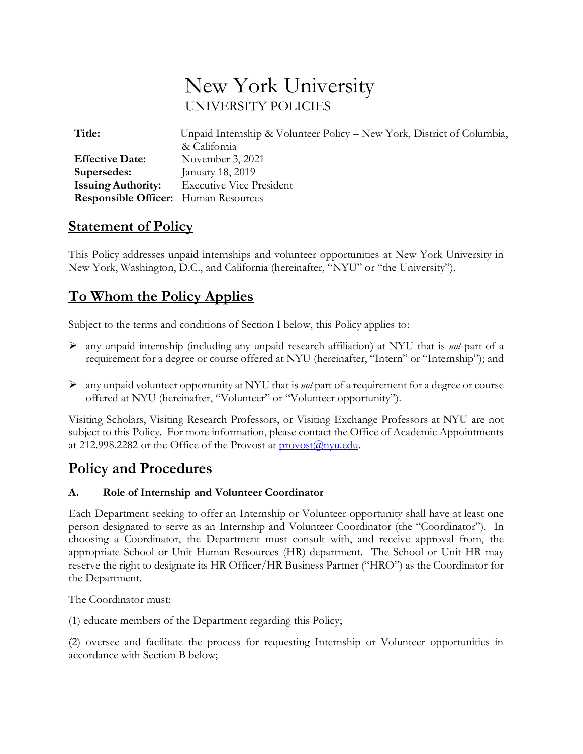# New York University

UNIVERSITY POLICIES

| | |
|---|---|
| **Title:** | Unpaid Internship & Volunteer Policy – New York, District of Columbia, & California |
| **Effective Date:** | November 3, 2021 |
| **Supersedes:** | January 18, 2019 |
| **Issuing Authority:** | Executive Vice President |
| **Responsible Officer:** | Human Resources |

## Statement of Policy

This Policy addresses unpaid internships and volunteer opportunities at New York University in New York, Washington, D.C., and California (hereinafter, "NYU" or "the University").

## To Whom the Policy Applies

Subject to the terms and conditions of Section I below, this Policy applies to:

- any unpaid internship (including any unpaid research affiliation) at NYU that is *not* part of a requirement for a degree or course offered at NYU (hereinafter, "Intern" or "Internship"); and
- any unpaid volunteer opportunity at NYU that is *not* part of a requirement for a degree or course offered at NYU (hereinafter, "Volunteer" or "Volunteer opportunity").

Visiting Scholars, Visiting Research Professors, or Visiting Exchange Professors at NYU are not subject to this Policy. For more information, please contact the Office of Academic Appointments at 212.998.2282 or the Office of the Provost at provost@nyu.edu.

## Policy and Procedures

### A. Role of Internship and Volunteer Coordinator

Each Department seeking to offer an Internship or Volunteer opportunity shall have at least one person designated to serve as an Internship and Volunteer Coordinator (the "Coordinator"). In choosing a Coordinator, the Department must consult with, and receive approval from, the appropriate School or Unit Human Resources (HR) department. The School or Unit HR may reserve the right to designate its HR Officer/HR Business Partner ("HRO") as the Coordinator for the Department.

The Coordinator must:

(1) educate members of the Department regarding this Policy;

(2) oversee and facilitate the process for requesting Internship or Volunteer opportunities in accordance with Section B below;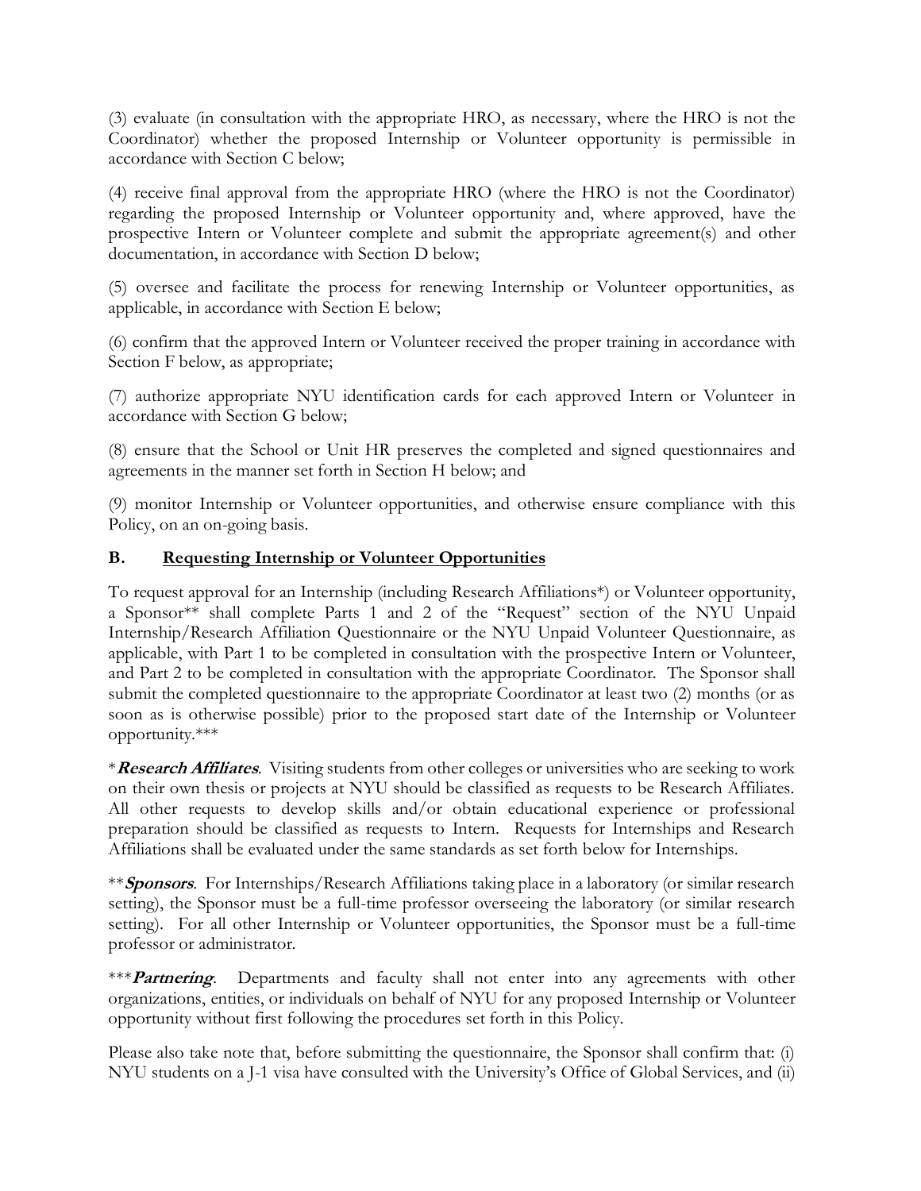(3) evaluate (in consultation with the appropriate HRO, as necessary, where the HRO is not the Coordinator) whether the proposed Internship or Volunteer opportunity is permissible in accordance with Section C below;

(4) receive final approval from the appropriate HRO (where the HRO is not the Coordinator) regarding the proposed Internship or Volunteer opportunity and, where approved, have the prospective Intern or Volunteer complete and submit the appropriate agreement(s) and other documentation, in accordance with Section D below;

(5) oversee and facilitate the process for renewing Internship or Volunteer opportunities, as applicable, in accordance with Section E below;

(6) confirm that the approved Intern or Volunteer received the proper training in accordance with Section F below, as appropriate;

(7) authorize appropriate NYU identification cards for each approved Intern or Volunteer in accordance with Section G below;

(8) ensure that the School or Unit HR preserves the completed and signed questionnaires and agreements in the manner set forth in Section H below; and

(9) monitor Internship or Volunteer opportunities, and otherwise ensure compliance with this Policy, on an on-going basis.

### B. <u>Requesting Internship or Volunteer Opportunities</u>

To request approval for an Internship (including Research Affiliations*) or Volunteer opportunity, a Sponsor** shall complete Parts 1 and 2 of the "Request" section of the NYU Unpaid Internship/Research Affiliation Questionnaire or the NYU Unpaid Volunteer Questionnaire, as applicable, with Part 1 to be completed in consultation with the prospective Intern or Volunteer, and Part 2 to be completed in consultation with the appropriate Coordinator. The Sponsor shall submit the completed questionnaire to the appropriate Coordinator at least two (2) months (or as soon as is otherwise possible) prior to the proposed start date of the Internship or Volunteer opportunity.***

\****Research Affiliates***. Visiting students from other colleges or universities who are seeking to work on their own thesis or projects at NYU should be classified as requests to be Research Affiliates. All other requests to develop skills and/or obtain educational experience or professional preparation should be classified as requests to Intern. Requests for Internships and Research Affiliations shall be evaluated under the same standards as set forth below for Internships.

\*\****Sponsors***. For Internships/Research Affiliations taking place in a laboratory (or similar research setting), the Sponsor must be a full-time professor overseeing the laboratory (or similar research setting). For all other Internship or Volunteer opportunities, the Sponsor must be a full-time professor or administrator.

\*\*\****Partnering***. Departments and faculty shall not enter into any agreements with other organizations, entities, or individuals on behalf of NYU for any proposed Internship or Volunteer opportunity without first following the procedures set forth in this Policy.

Please also take note that, before submitting the questionnaire, the Sponsor shall confirm that: (i) NYU students on a J-1 visa have consulted with the University's Office of Global Services, and (ii)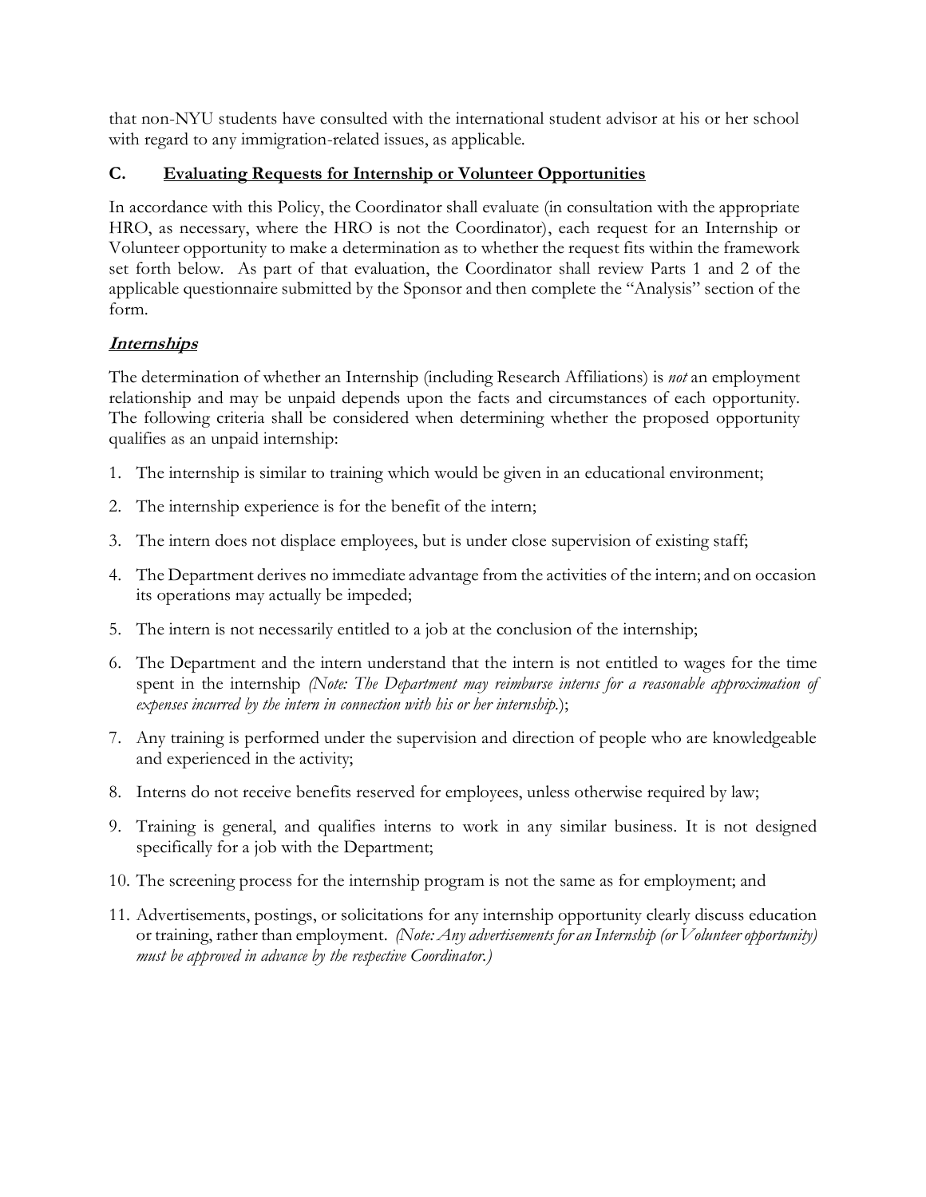that non-NYU students have consulted with the international student advisor at his or her school with regard to any immigration-related issues, as applicable.

## C. Evaluating Requests for Internship or Volunteer Opportunities

In accordance with this Policy, the Coordinator shall evaluate (in consultation with the appropriate HRO, as necessary, where the HRO is not the Coordinator), each request for an Internship or Volunteer opportunity to make a determination as to whether the request fits within the framework set forth below. As part of that evaluation, the Coordinator shall review Parts 1 and 2 of the applicable questionnaire submitted by the Sponsor and then complete the "Analysis" section of the form.

### ***Internships***

The determination of whether an Internship (including Research Affiliations) is *not* an employment relationship and may be unpaid depends upon the facts and circumstances of each opportunity. The following criteria shall be considered when determining whether the proposed opportunity qualifies as an unpaid internship:

1. The internship is similar to training which would be given in an educational environment;
2. The internship experience is for the benefit of the intern;
3. The intern does not displace employees, but is under close supervision of existing staff;
4. The Department derives no immediate advantage from the activities of the intern; and on occasion its operations may actually be impeded;
5. The intern is not necessarily entitled to a job at the conclusion of the internship;
6. The Department and the intern understand that the intern is not entitled to wages for the time spent in the internship *(Note: The Department may reimburse interns for a reasonable approximation of expenses incurred by the intern in connection with his or her internship.*);
7. Any training is performed under the supervision and direction of people who are knowledgeable and experienced in the activity;
8. Interns do not receive benefits reserved for employees, unless otherwise required by law;
9. Training is general, and qualifies interns to work in any similar business. It is not designed specifically for a job with the Department;
10. The screening process for the internship program is not the same as for employment; and
11. Advertisements, postings, or solicitations for any internship opportunity clearly discuss education or training, rather than employment. *(Note: Any advertisements for an Internship (or Volunteer opportunity) must be approved in advance by the respective Coordinator.)*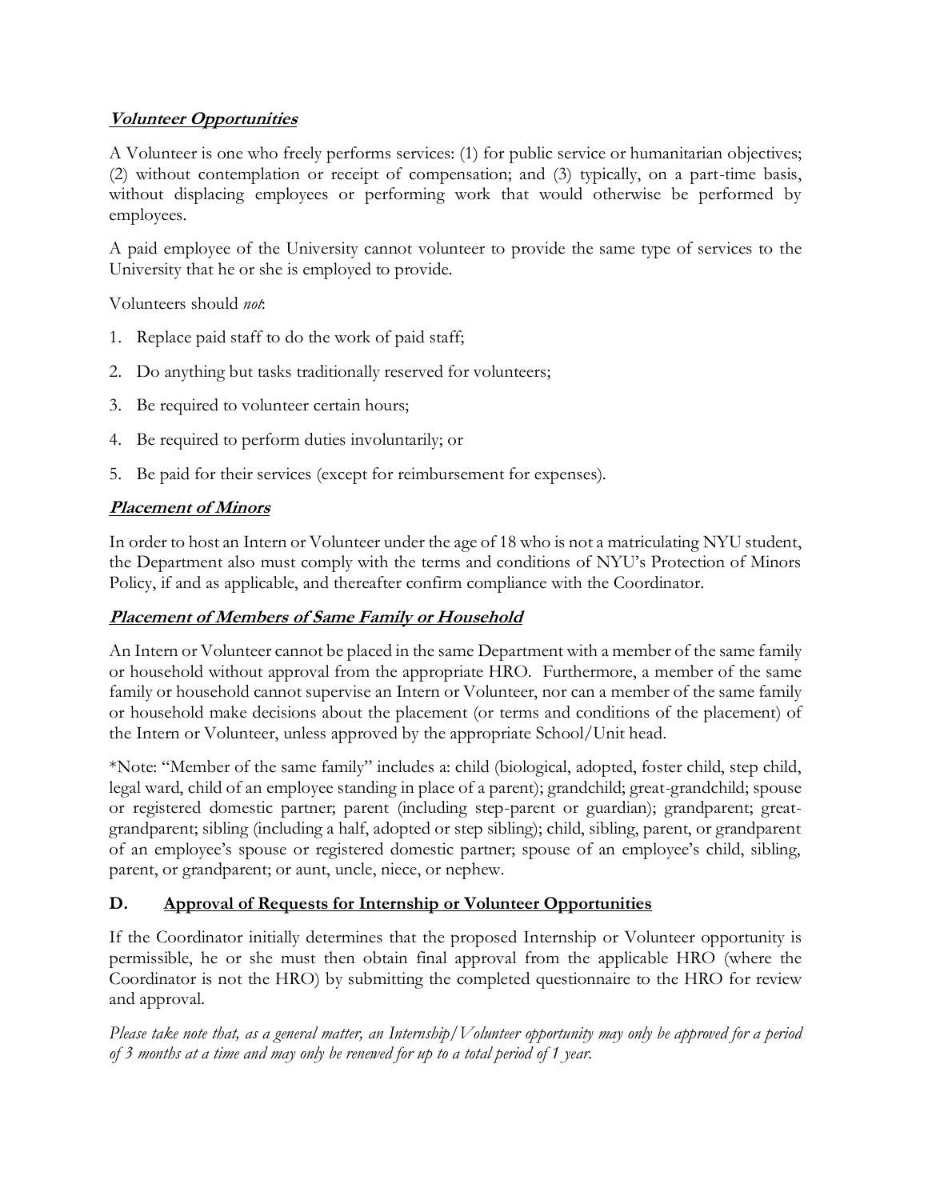***Volunteer Opportunities***

A Volunteer is one who freely performs services: (1) for public service or humanitarian objectives; (2) without contemplation or receipt of compensation; and (3) typically, on a part-time basis, without displacing employees or performing work that would otherwise be performed by employees.

A paid employee of the University cannot volunteer to provide the same type of services to the University that he or she is employed to provide.

Volunteers should *not*:

1. Replace paid staff to do the work of paid staff;
2. Do anything but tasks traditionally reserved for volunteers;
3. Be required to volunteer certain hours;
4. Be required to perform duties involuntarily; or
5. Be paid for their services (except for reimbursement for expenses).

***Placement of Minors***

In order to host an Intern or Volunteer under the age of 18 who is not a matriculating NYU student, the Department also must comply with the terms and conditions of NYU's Protection of Minors Policy, if and as applicable, and thereafter confirm compliance with the Coordinator.

***Placement of Members of Same Family or Household***

An Intern or Volunteer cannot be placed in the same Department with a member of the same family or household without approval from the appropriate HRO. Furthermore, a member of the same family or household cannot supervise an Intern or Volunteer, nor can a member of the same family or household make decisions about the placement (or terms and conditions of the placement) of the Intern or Volunteer, unless approved by the appropriate School/Unit head.

*Note: "Member of the same family" includes a: child (biological, adopted, foster child, step child, legal ward, child of an employee standing in place of a parent); grandchild; great-grandchild; spouse or registered domestic partner; parent (including step-parent or guardian); grandparent; great-grandparent; sibling (including a half, adopted or step sibling); child, sibling, parent, or grandparent of an employee's spouse or registered domestic partner; spouse of an employee's child, sibling, parent, or grandparent; or aunt, uncle, niece, or nephew.

## D. Approval of Requests for Internship or Volunteer Opportunities

If the Coordinator initially determines that the proposed Internship or Volunteer opportunity is permissible, he or she must then obtain final approval from the applicable HRO (where the Coordinator is not the HRO) by submitting the completed questionnaire to the HRO for review and approval.

*Please take note that, as a general matter, an Internship/Volunteer opportunity may only be approved for a period of 3 months at a time and may only be renewed for up to a total period of 1 year.*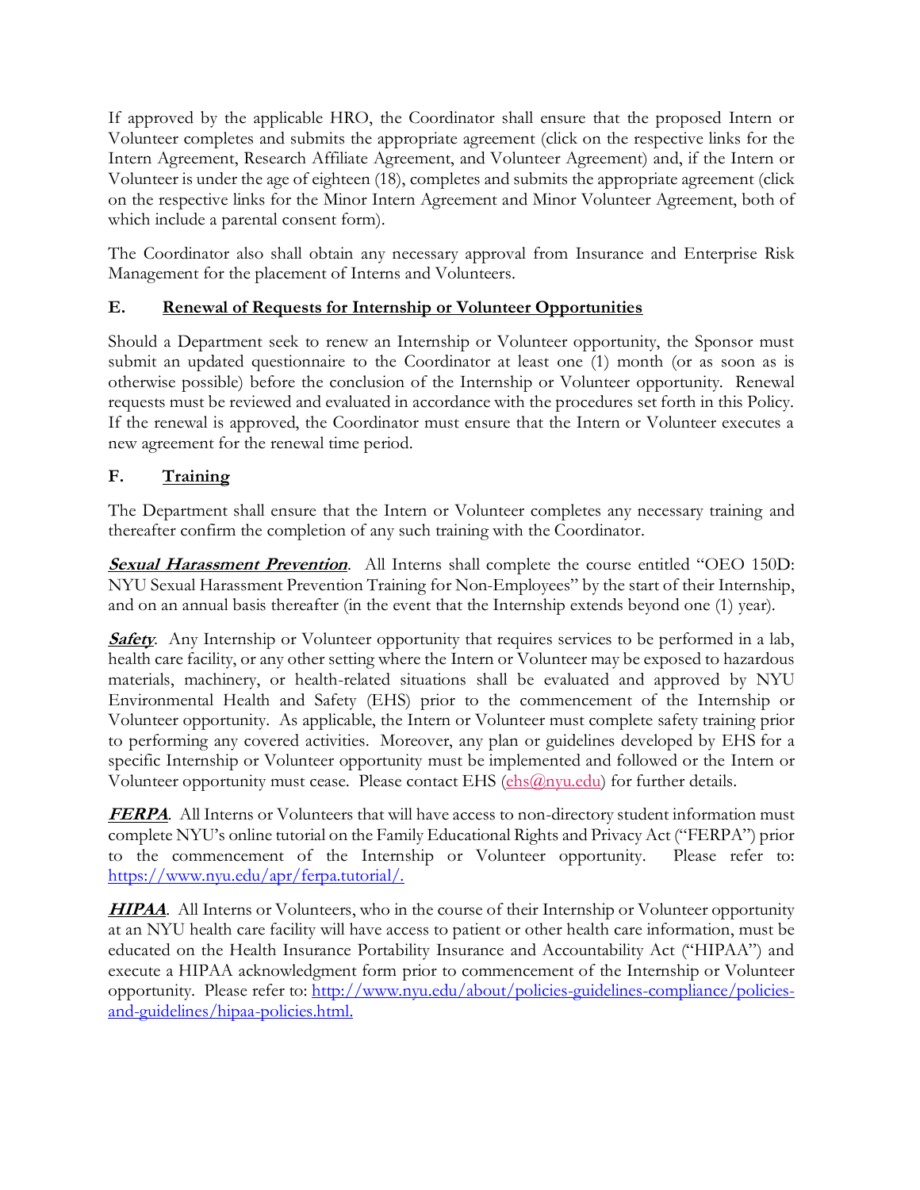If approved by the applicable HRO, the Coordinator shall ensure that the proposed Intern or Volunteer completes and submits the appropriate agreement (click on the respective links for the Intern Agreement, Research Affiliate Agreement, and Volunteer Agreement) and, if the Intern or Volunteer is under the age of eighteen (18), completes and submits the appropriate agreement (click on the respective links for the Minor Intern Agreement and Minor Volunteer Agreement, both of which include a parental consent form).

The Coordinator also shall obtain any necessary approval from Insurance and Enterprise Risk Management for the placement of Interns and Volunteers.

### E. Renewal of Requests for Internship or Volunteer Opportunities

Should a Department seek to renew an Internship or Volunteer opportunity, the Sponsor must submit an updated questionnaire to the Coordinator at least one (1) month (or as soon as is otherwise possible) before the conclusion of the Internship or Volunteer opportunity. Renewal requests must be reviewed and evaluated in accordance with the procedures set forth in this Policy. If the renewal is approved, the Coordinator must ensure that the Intern or Volunteer executes a new agreement for the renewal time period.

### F. Training

The Department shall ensure that the Intern or Volunteer completes any necessary training and thereafter confirm the completion of any such training with the Coordinator.

***Sexual Harassment Prevention***. All Interns shall complete the course entitled "OEO 150D: NYU Sexual Harassment Prevention Training for Non-Employees" by the start of their Internship, and on an annual basis thereafter (in the event that the Internship extends beyond one (1) year).

***Safety***. Any Internship or Volunteer opportunity that requires services to be performed in a lab, health care facility, or any other setting where the Intern or Volunteer may be exposed to hazardous materials, machinery, or health-related situations shall be evaluated and approved by NYU Environmental Health and Safety (EHS) prior to the commencement of the Internship or Volunteer opportunity. As applicable, the Intern or Volunteer must complete safety training prior to performing any covered activities. Moreover, any plan or guidelines developed by EHS for a specific Internship or Volunteer opportunity must be implemented and followed or the Intern or Volunteer opportunity must cease. Please contact EHS (ehs@nyu.edu) for further details.

***FERPA***. All Interns or Volunteers that will have access to non-directory student information must complete NYU's online tutorial on the Family Educational Rights and Privacy Act ("FERPA") prior to the commencement of the Internship or Volunteer opportunity. Please refer to: https://www.nyu.edu/apr/ferpa.tutorial/.

***HIPAA***. All Interns or Volunteers, who in the course of their Internship or Volunteer opportunity at an NYU health care facility will have access to patient or other health care information, must be educated on the Health Insurance Portability Insurance and Accountability Act ("HIPAA") and execute a HIPAA acknowledgment form prior to commencement of the Internship or Volunteer opportunity. Please refer to: http://www.nyu.edu/about/policies-guidelines-compliance/policies-and-guidelines/hipaa-policies.html.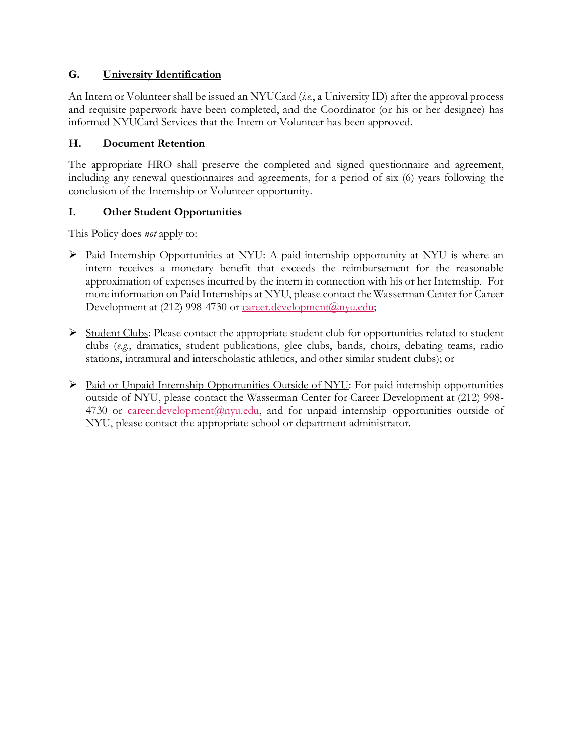## G. University Identification

An Intern or Volunteer shall be issued an NYUCard (*i.e.*, a University ID) after the approval process and requisite paperwork have been completed, and the Coordinator (or his or her designee) has informed NYUCard Services that the Intern or Volunteer has been approved.

## H. Document Retention

The appropriate HRO shall preserve the completed and signed questionnaire and agreement, including any renewal questionnaires and agreements, for a period of six (6) years following the conclusion of the Internship or Volunteer opportunity.

## I. Other Student Opportunities

This Policy does *not* apply to:

- Paid Internship Opportunities at NYU: A paid internship opportunity at NYU is where an intern receives a monetary benefit that exceeds the reimbursement for the reasonable approximation of expenses incurred by the intern in connection with his or her Internship. For more information on Paid Internships at NYU, please contact the Wasserman Center for Career Development at (212) 998-4730 or career.development@nyu.edu;

- Student Clubs: Please contact the appropriate student club for opportunities related to student clubs (*e.g.*, dramatics, student publications, glee clubs, bands, choirs, debating teams, radio stations, intramural and interscholastic athletics, and other similar student clubs); or

- Paid or Unpaid Internship Opportunities Outside of NYU: For paid internship opportunities outside of NYU, please contact the Wasserman Center for Career Development at (212) 998-4730 or career.development@nyu.edu, and for unpaid internship opportunities outside of NYU, please contact the appropriate school or department administrator.